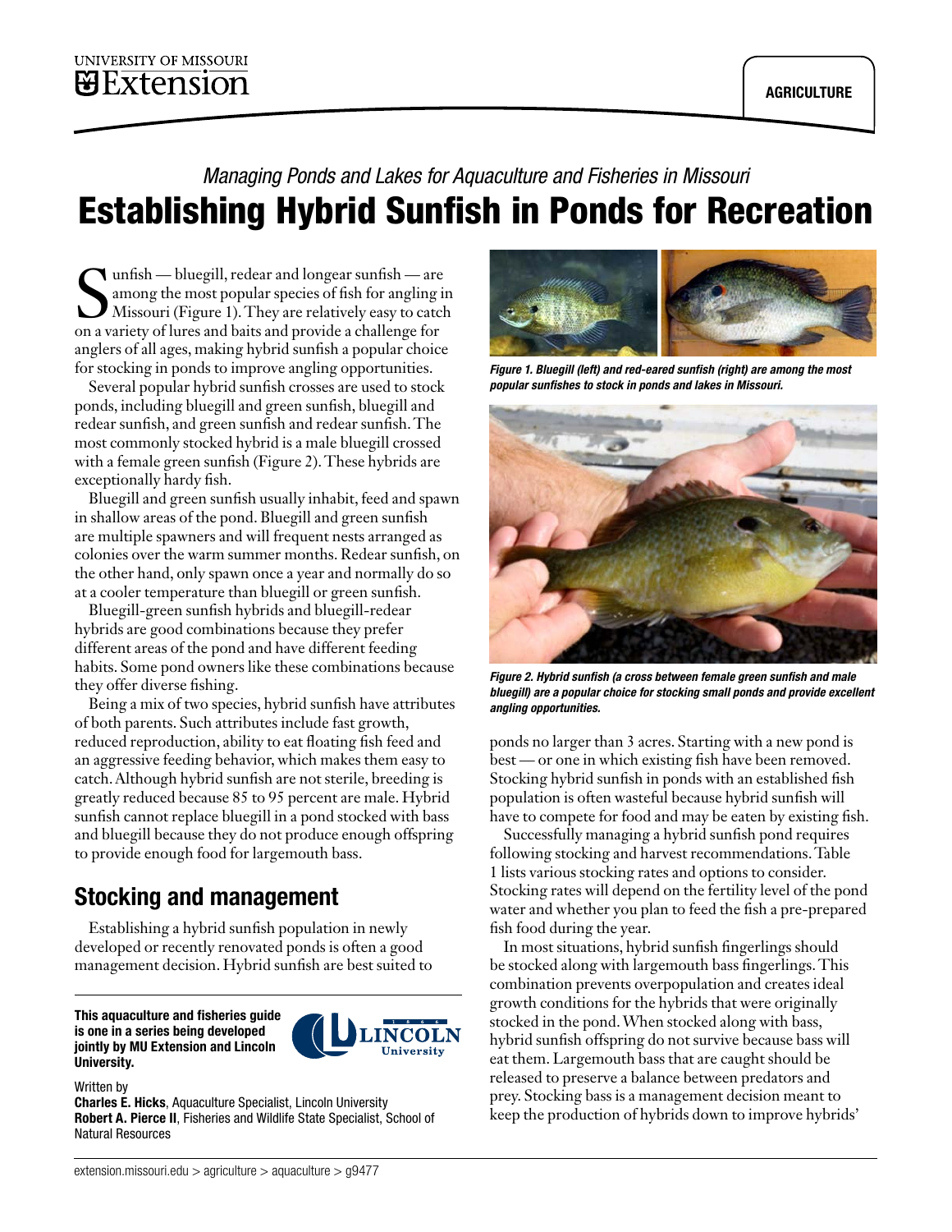UNIVERSITY OF MISSOURI
Extension

AGRICULTURE

*Managing Ponds and Lakes for Aquaculture and Fisheries in Missouri*

# Establishing Hybrid Sunfish in Ponds for Recreation

Sunfish — bluegill, redear and longear sunfish — are among the most popular species of fish for angling in Missouri (Figure 1). They are relatively easy to catch on a variety of lures and baits and provide a challenge for anglers of all ages, making hybrid sunfish a popular choice for stocking in ponds to improve angling opportunities.

Several popular hybrid sunfish crosses are used to stock ponds, including bluegill and green sunfish, bluegill and redear sunfish, and green sunfish and redear sunfish. The most commonly stocked hybrid is a male bluegill crossed with a female green sunfish (Figure 2). These hybrids are exceptionally hardy fish.

Bluegill and green sunfish usually inhabit, feed and spawn in shallow areas of the pond. Bluegill and green sunfish are multiple spawners and will frequent nests arranged as colonies over the warm summer months. Redear sunfish, on the other hand, only spawn once a year and normally do so at a cooler temperature than bluegill or green sunfish.

Bluegill-green sunfish hybrids and bluegill-redear hybrids are good combinations because they prefer different areas of the pond and have different feeding habits. Some pond owners like these combinations because they offer diverse fishing.

Being a mix of two species, hybrid sunfish have attributes of both parents. Such attributes include fast growth, reduced reproduction, ability to eat floating fish feed and an aggressive feeding behavior, which makes them easy to catch. Although hybrid sunfish are not sterile, breeding is greatly reduced because 85 to 95 percent are male. Hybrid sunfish cannot replace bluegill in a pond stocked with bass and bluegill because they do not produce enough offspring to provide enough food for largemouth bass.

## Stocking and management

Establishing a hybrid sunfish population in newly developed or recently renovated ponds is often a good management decision. Hybrid sunfish are best suited to ponds no larger than 3 acres. Starting with a new pond is best — or one in which existing fish have been removed. Stocking hybrid sunfish in ponds with an established fish population is often wasteful because hybrid sunfish will have to compete for food and may be eaten by existing fish.

*Figure 1. Bluegill (left) and red-eared sunfish (right) are among the most popular sunfishes to stock in ponds and lakes in Missouri.*

*Figure 2. Hybrid sunfish (a cross between female green sunfish and male bluegill) are a popular choice for stocking small ponds and provide excellent angling opportunities.*

Successfully managing a hybrid sunfish pond requires following stocking and harvest recommendations. Table 1 lists various stocking rates and options to consider. Stocking rates will depend on the fertility level of the pond water and whether you plan to feed the fish a pre-prepared fish food during the year.

In most situations, hybrid sunfish fingerlings should be stocked along with largemouth bass fingerlings. This combination prevents overpopulation and creates ideal growth conditions for the hybrids that were originally stocked in the pond. When stocked along with bass, hybrid sunfish offspring do not survive because bass will eat them. Largemouth bass that are caught should be released to preserve a balance between predators and prey. Stocking bass is a management decision meant to keep the production of hybrids down to improve hybrids'

**This aquaculture and fisheries guide is one in a series being developed jointly by MU Extension and Lincoln University.**

Written by
**Charles E. Hicks**, Aquaculture Specialist, Lincoln University
**Robert A. Pierce II**, Fisheries and Wildlife State Specialist, School of Natural Resources

extension.missouri.edu > agriculture > aquaculture > g9477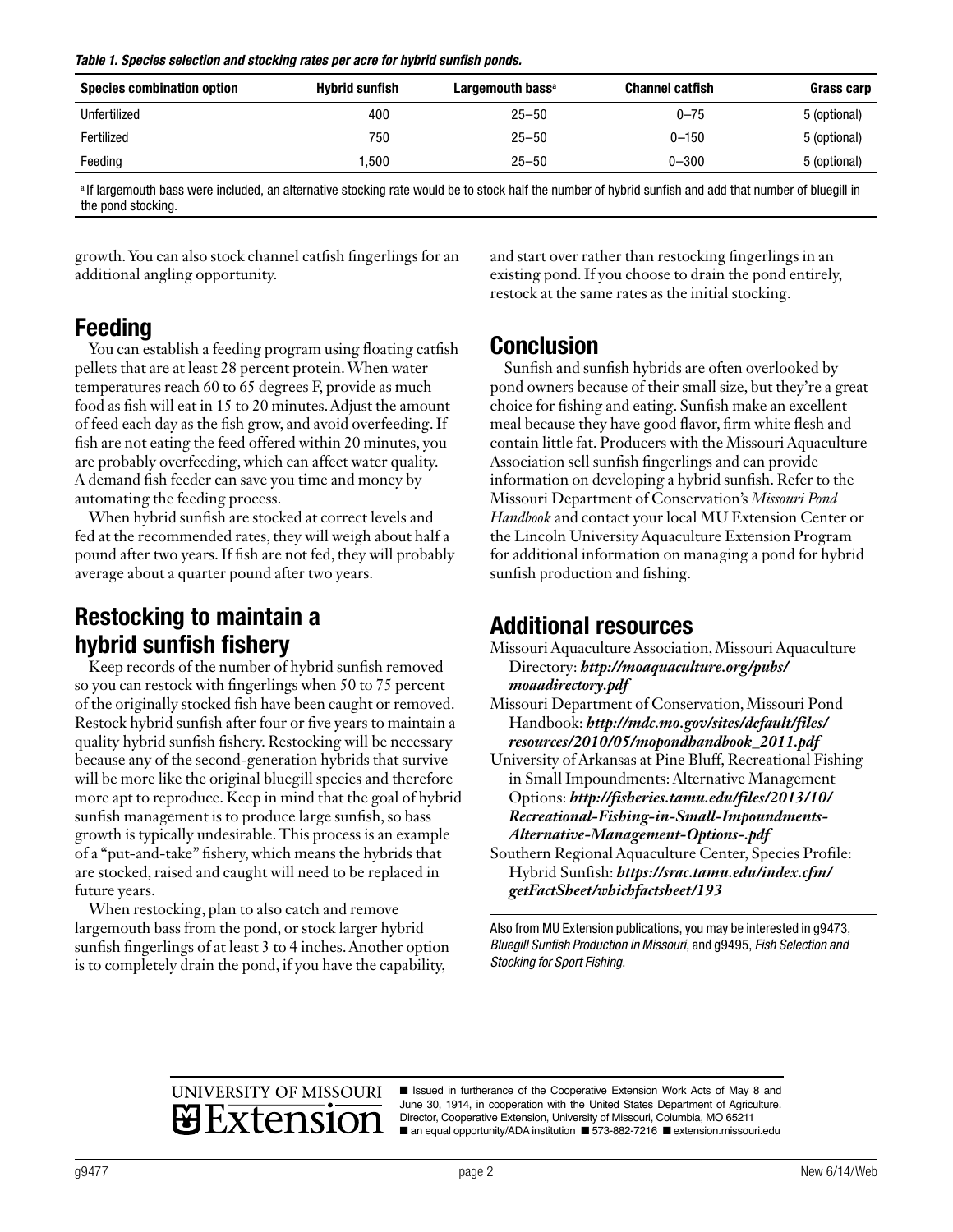*Table 1. Species selection and stocking rates per acre for hybrid sunfish ponds.*

| Species combination option | Hybrid sunfish | Largemouth bass[a] | Channel catfish | Grass carp |
|---|---|---|---|---|
| Unfertilized | 400 | 25–50 | 0–75 | 5 (optional) |
| Fertilized | 750 | 25–50 | 0–150 | 5 (optional) |
| Feeding | 1,500 | 25–50 | 0–300 | 5 (optional) |

[a] If largemouth bass were included, an alternative stocking rate would be to stock half the number of hybrid sunfish and add that number of bluegill in the pond stocking.

growth. You can also stock channel catfish fingerlings for an additional angling opportunity.

## Feeding

You can establish a feeding program using floating catfish pellets that are at least 28 percent protein. When water temperatures reach 60 to 65 degrees F, provide as much food as fish will eat in 15 to 20 minutes. Adjust the amount of feed each day as the fish grow, and avoid overfeeding. If fish are not eating the feed offered within 20 minutes, you are probably overfeeding, which can affect water quality. A demand fish feeder can save you time and money by automating the feeding process.

When hybrid sunfish are stocked at correct levels and fed at the recommended rates, they will weigh about half a pound after two years. If fish are not fed, they will probably average about a quarter pound after two years.

## Restocking to maintain a hybrid sunfish fishery

Keep records of the number of hybrid sunfish removed so you can restock with fingerlings when 50 to 75 percent of the originally stocked fish have been caught or removed. Restock hybrid sunfish after four or five years to maintain a quality hybrid sunfish fishery. Restocking will be necessary because any of the second-generation hybrids that survive will be more like the original bluegill species and therefore more apt to reproduce. Keep in mind that the goal of hybrid sunfish management is to produce large sunfish, so bass growth is typically undesirable. This process is an example of a "put-and-take" fishery, which means the hybrids that are stocked, raised and caught will need to be replaced in future years.

When restocking, plan to also catch and remove largemouth bass from the pond, or stock larger hybrid sunfish fingerlings of at least 3 to 4 inches. Another option is to completely drain the pond, if you have the capability, and start over rather than restocking fingerlings in an existing pond. If you choose to drain the pond entirely, restock at the same rates as the initial stocking.

## Conclusion

Sunfish and sunfish hybrids are often overlooked by pond owners because of their small size, but they're a great choice for fishing and eating. Sunfish make an excellent meal because they have good flavor, firm white flesh and contain little fat. Producers with the Missouri Aquaculture Association sell sunfish fingerlings and can provide information on developing a hybrid sunfish. Refer to the Missouri Department of Conservation's *Missouri Pond Handbook* and contact your local MU Extension Center or the Lincoln University Aquaculture Extension Program for additional information on managing a pond for hybrid sunfish production and fishing.

## Additional resources

Missouri Aquaculture Association, Missouri Aquaculture Directory: ***http://moaquaculture.org/pubs/moaadirectory.pdf***

Missouri Department of Conservation, Missouri Pond Handbook: ***http://mdc.mo.gov/sites/default/files/resources/2010/05/mopondhandbook_2011.pdf***

University of Arkansas at Pine Bluff, Recreational Fishing in Small Impoundments: Alternative Management Options: ***http://fisheries.tamu.edu/files/2013/10/Recreational-Fishing-in-Small-Impoundments-Alternative-Management-Options-.pdf***

Southern Regional Aquaculture Center, Species Profile: Hybrid Sunfish: ***https://srac.tamu.edu/index.cfm/getFactSheet/whichfactsheet/193***

Also from MU Extension publications, you may be interested in g9473, *Bluegill Sunfish Production in Missouri*, and g9495, *Fish Selection and Stocking for Sport Fishing*.

UNIVERSITY OF MISSOURI Extension

■ Issued in furtherance of the Cooperative Extension Work Acts of May 8 and June 30, 1914, in cooperation with the United States Department of Agriculture. Director, Cooperative Extension, University of Missouri, Columbia, MO 65211 ■ an equal opportunity/ADA institution ■ 573-882-7216 ■ extension.missouri.edu

g9477 New 6/14/Web